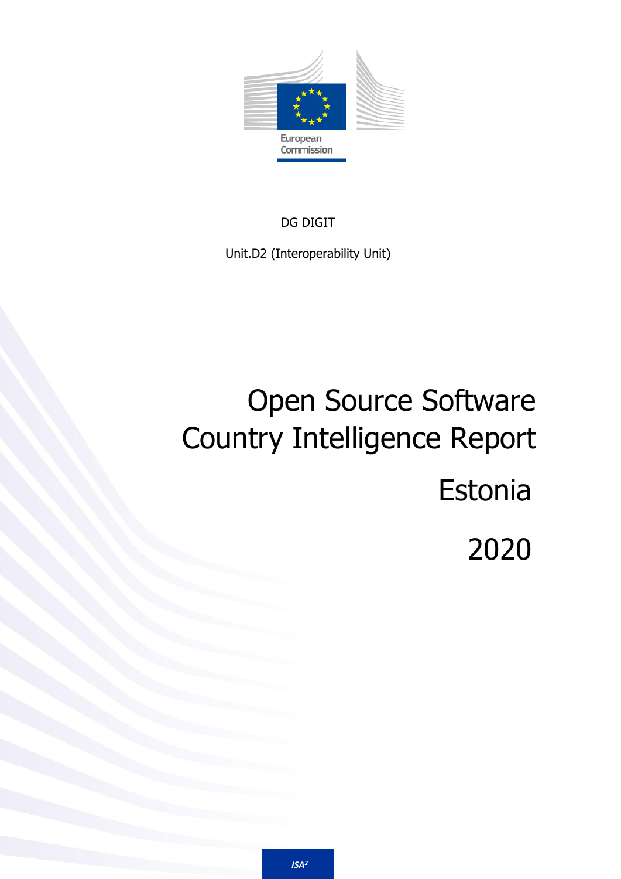European Commission

DG DIGIT

Unit.D2 (Interoperability Unit)

# Open Source Software Country Intelligence Report

# Estonia

# 2020

ISA²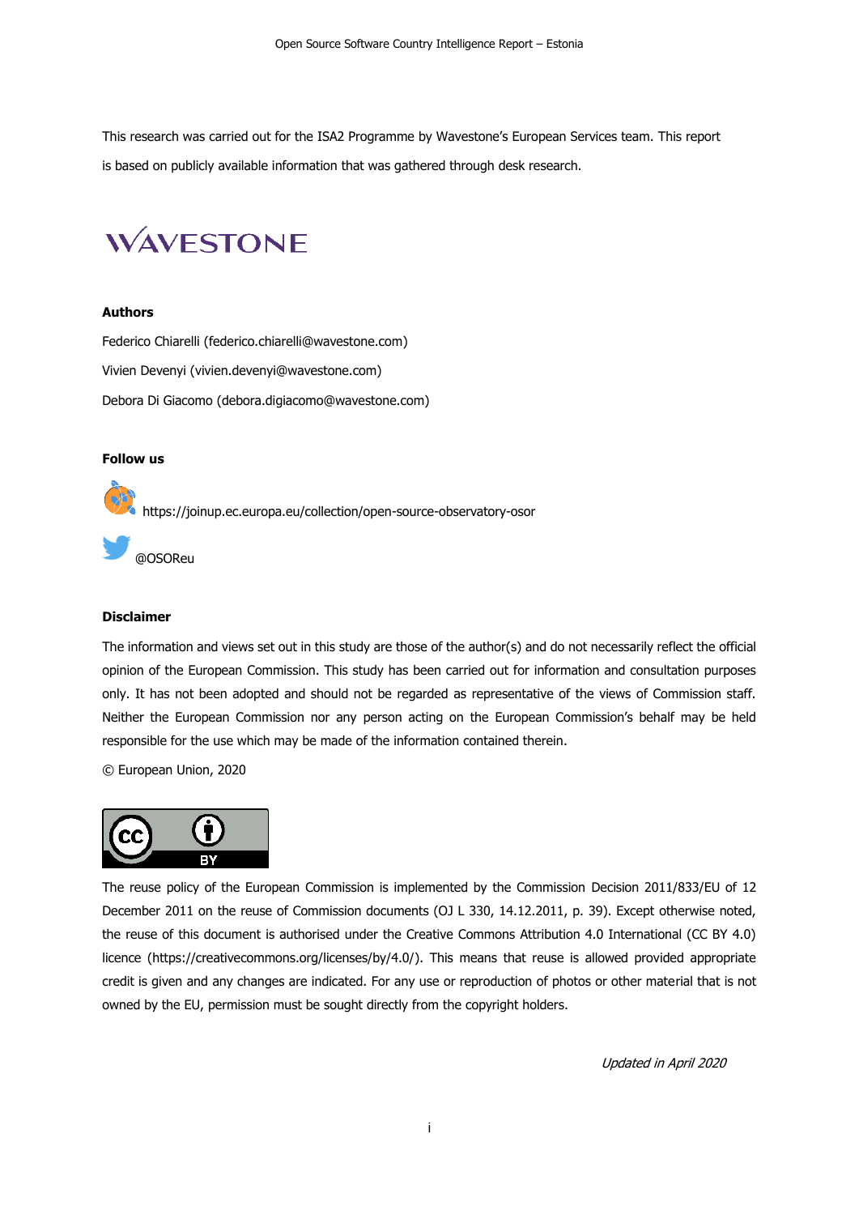This research was carried out for the ISA2 Programme by Wavestone's European Services team. This report is based on publicly available information that was gathered through desk research.

WAVESTONE

**Authors**

Federico Chiarelli (federico.chiarelli@wavestone.com)

Vivien Devenyi (vivien.devenyi@wavestone.com)

Debora Di Giacomo (debora.digiacomo@wavestone.com)

**Follow us**

https://joinup.ec.europa.eu/collection/open-source-observatory-osor

@OSOReu

**Disclaimer**

The information and views set out in this study are those of the author(s) and do not necessarily reflect the official opinion of the European Commission. This study has been carried out for information and consultation purposes only. It has not been adopted and should not be regarded as representative of the views of Commission staff. Neither the European Commission nor any person acting on the European Commission's behalf may be held responsible for the use which may be made of the information contained therein.

© European Union, 2020

The reuse policy of the European Commission is implemented by the Commission Decision 2011/833/EU of 12 December 2011 on the reuse of Commission documents (OJ L 330, 14.12.2011, p. 39). Except otherwise noted, the reuse of this document is authorised under the Creative Commons Attribution 4.0 International (CC BY 4.0) licence (https://creativecommons.org/licenses/by/4.0/). This means that reuse is allowed provided appropriate credit is given and any changes are indicated. For any use or reproduction of photos or other material that is not owned by the EU, permission must be sought directly from the copyright holders.

*Updated in April 2020*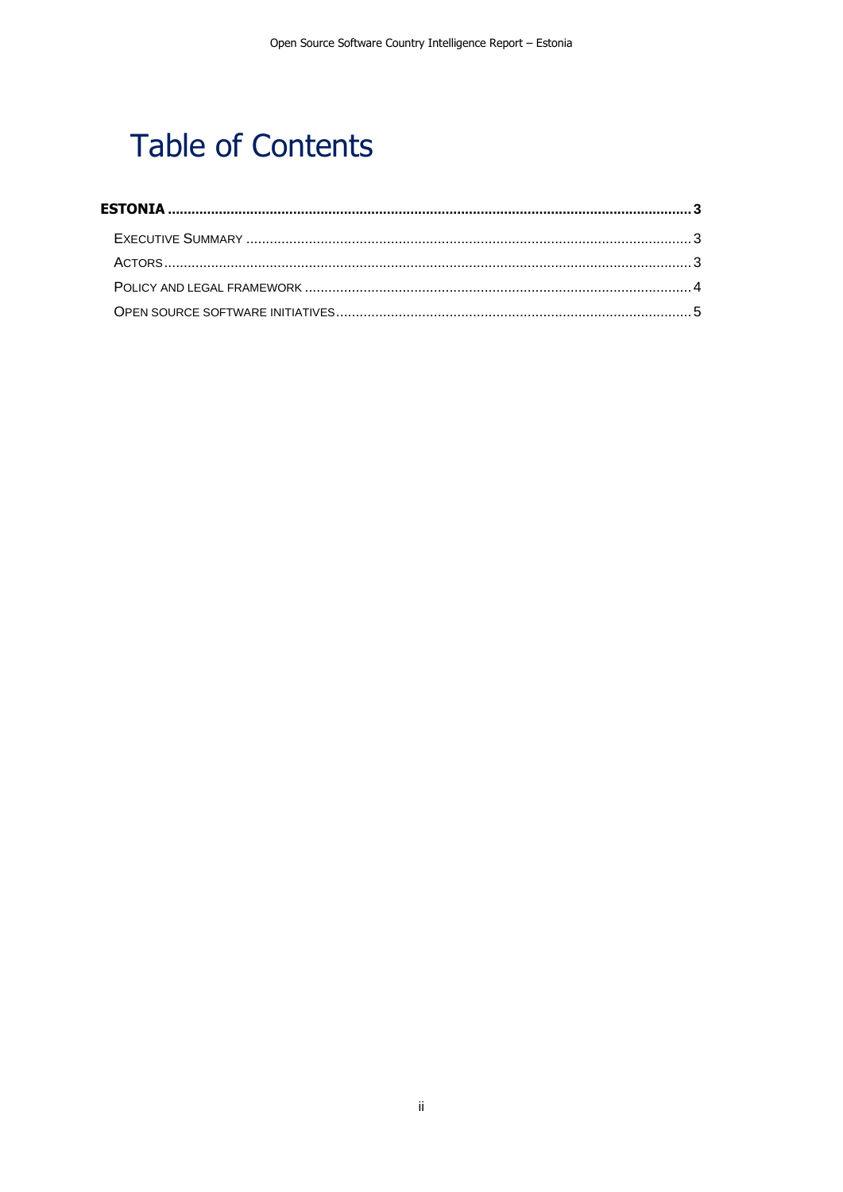# Table of Contents

**ESTONIA** .......... **3**

- EXECUTIVE SUMMARY .......... 3
- ACTORS .......... 3
- POLICY AND LEGAL FRAMEWORK .......... 4
- OPEN SOURCE SOFTWARE INITIATIVES .......... 5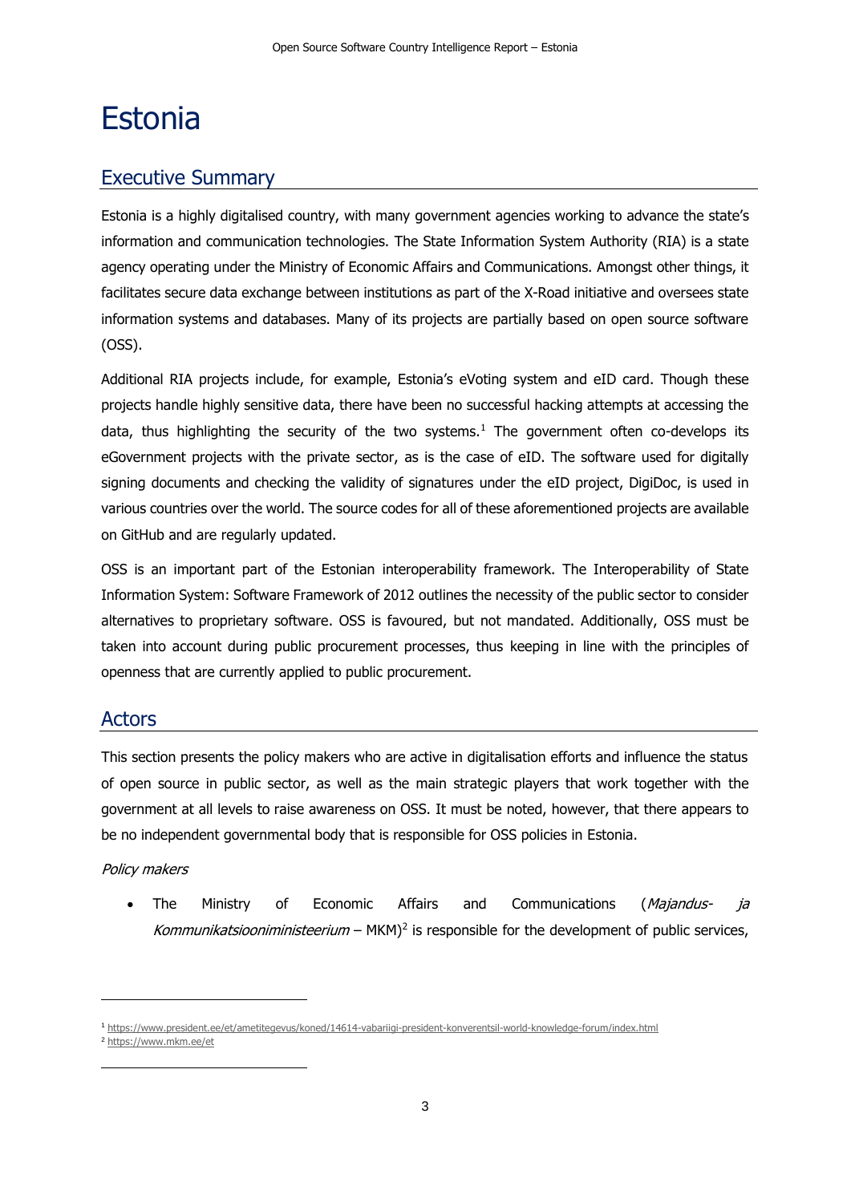# Estonia

## Executive Summary

Estonia is a highly digitalised country, with many government agencies working to advance the state's information and communication technologies. The State Information System Authority (RIA) is a state agency operating under the Ministry of Economic Affairs and Communications. Amongst other things, it facilitates secure data exchange between institutions as part of the X-Road initiative and oversees state information systems and databases. Many of its projects are partially based on open source software (OSS).

Additional RIA projects include, for example, Estonia's eVoting system and eID card. Though these projects handle highly sensitive data, there have been no successful hacking attempts at accessing the data, thus highlighting the security of the two systems.[1] The government often co-develops its eGovernment projects with the private sector, as is the case of eID. The software used for digitally signing documents and checking the validity of signatures under the eID project, DigiDoc, is used in various countries over the world. The source codes for all of these aforementioned projects are available on GitHub and are regularly updated.

OSS is an important part of the Estonian interoperability framework. The Interoperability of State Information System: Software Framework of 2012 outlines the necessity of the public sector to consider alternatives to proprietary software. OSS is favoured, but not mandated. Additionally, OSS must be taken into account during public procurement processes, thus keeping in line with the principles of openness that are currently applied to public procurement.

## Actors

This section presents the policy makers who are active in digitalisation efforts and influence the status of open source in public sector, as well as the main strategic players that work together with the government at all levels to raise awareness on OSS. It must be noted, however, that there appears to be no independent governmental body that is responsible for OSS policies in Estonia.

*Policy makers*

- The Ministry of Economic Affairs and Communications (*Majandus- ja Kommunikatsiooniministeerium* – MKM)[2] is responsible for the development of public services,

---

[1] https://www.president.ee/et/ametitegevus/koned/14614-vabariigi-president-konverentsil-world-knowledge-forum/index.html

[2] https://www.mkm.ee/et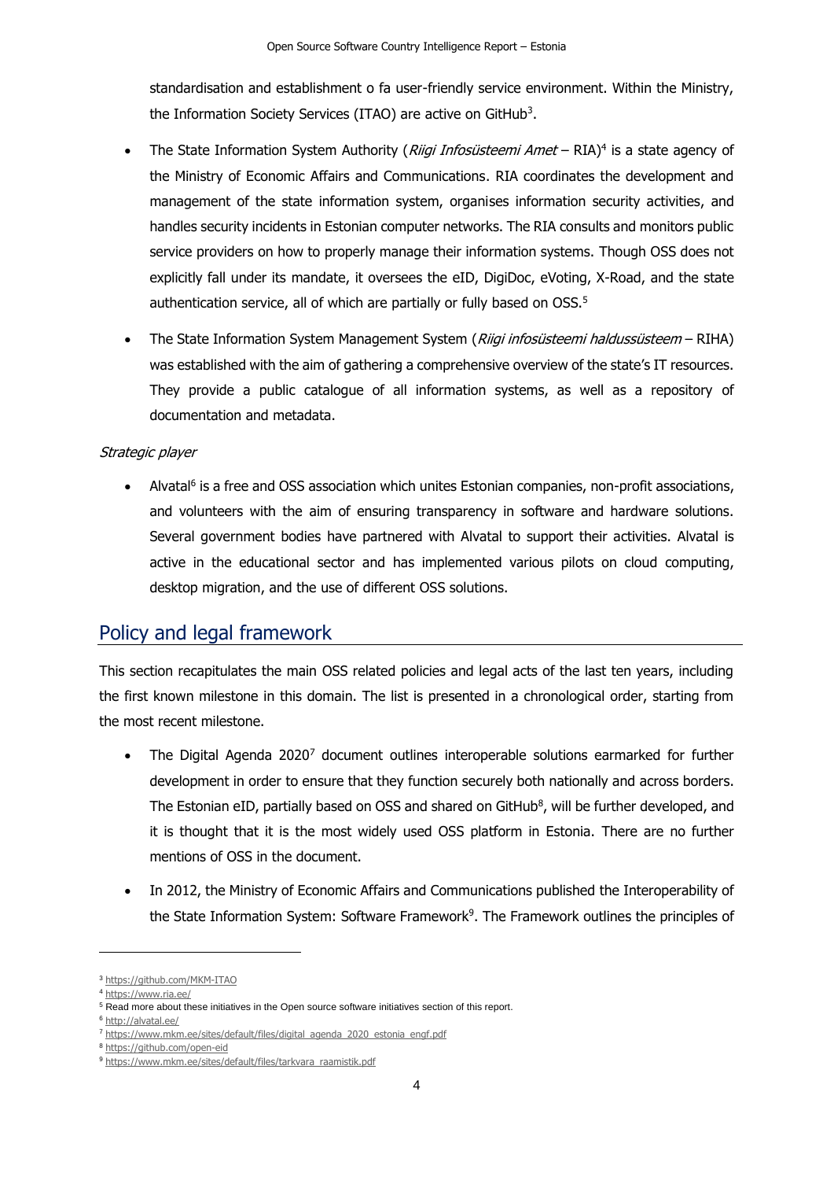standardisation and establishment o fa user-friendly service environment. Within the Ministry, the Information Society Services (ITAO) are active on GitHub[3].

- The State Information System Authority (*Riigi Infosüsteemi Amet* – RIA)[4] is a state agency of the Ministry of Economic Affairs and Communications. RIA coordinates the development and management of the state information system, organises information security activities, and handles security incidents in Estonian computer networks. The RIA consults and monitors public service providers on how to properly manage their information systems. Though OSS does not explicitly fall under its mandate, it oversees the eID, DigiDoc, eVoting, X-Road, and the state authentication service, all of which are partially or fully based on OSS.[5]
- The State Information System Management System (*Riigi infosüsteemi haldussüsteem* – RIHA) was established with the aim of gathering a comprehensive overview of the state's IT resources. They provide a public catalogue of all information systems, as well as a repository of documentation and metadata.

*Strategic player*

- Alvatal[6] is a free and OSS association which unites Estonian companies, non-profit associations, and volunteers with the aim of ensuring transparency in software and hardware solutions. Several government bodies have partnered with Alvatal to support their activities. Alvatal is active in the educational sector and has implemented various pilots on cloud computing, desktop migration, and the use of different OSS solutions.

## Policy and legal framework

This section recapitulates the main OSS related policies and legal acts of the last ten years, including the first known milestone in this domain. The list is presented in a chronological order, starting from the most recent milestone.

- The Digital Agenda 2020[7] document outlines interoperable solutions earmarked for further development in order to ensure that they function securely both nationally and across borders. The Estonian eID, partially based on OSS and shared on GitHub[8], will be further developed, and it is thought that it is the most widely used OSS platform in Estonia. There are no further mentions of OSS in the document.
- In 2012, the Ministry of Economic Affairs and Communications published the Interoperability of the State Information System: Software Framework[9]. The Framework outlines the principles of

---

[3] https://github.com/MKM-ITAO

[4] https://www.ria.ee/

[5] Read more about these initiatives in the Open source software initiatives section of this report.

[6] http://alvatal.ee/

[7] https://www.mkm.ee/sites/default/files/digital_agenda_2020_estonia_engf.pdf

[8] https://github.com/open-eid

[9] https://www.mkm.ee/sites/default/files/tarkvara_raamistik.pdf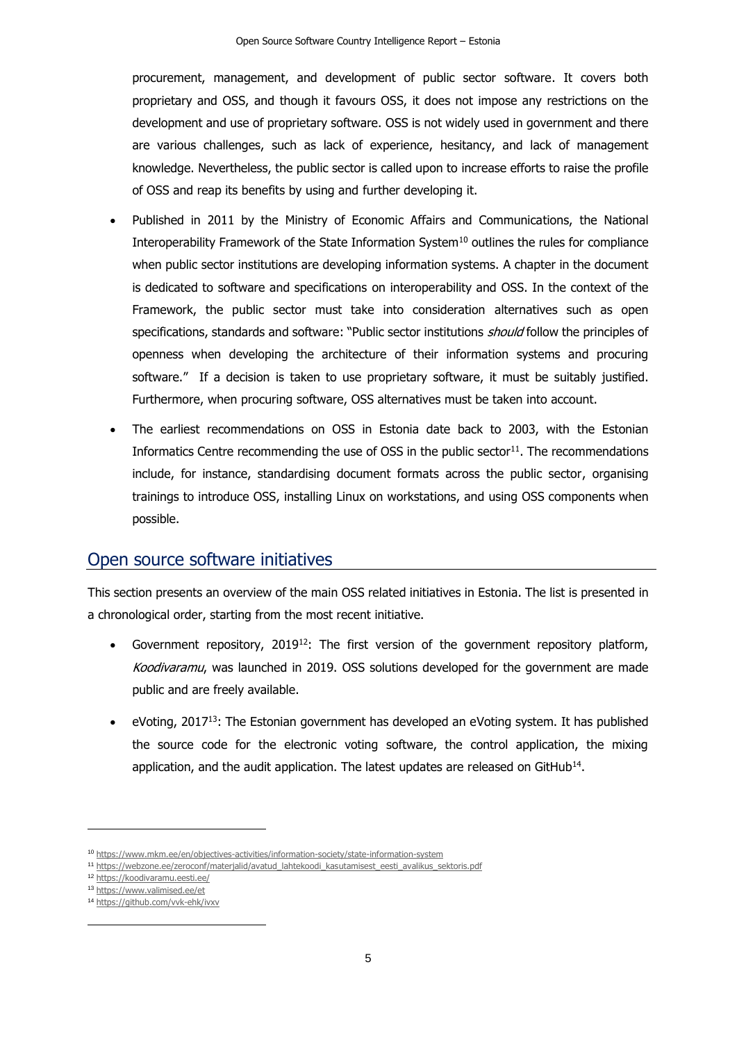procurement, management, and development of public sector software. It covers both proprietary and OSS, and though it favours OSS, it does not impose any restrictions on the development and use of proprietary software. OSS is not widely used in government and there are various challenges, such as lack of experience, hesitancy, and lack of management knowledge. Nevertheless, the public sector is called upon to increase efforts to raise the profile of OSS and reap its benefits by using and further developing it.

- Published in 2011 by the Ministry of Economic Affairs and Communications, the National Interoperability Framework of the State Information System[10] outlines the rules for compliance when public sector institutions are developing information systems. A chapter in the document is dedicated to software and specifications on interoperability and OSS. In the context of the Framework, the public sector must take into consideration alternatives such as open specifications, standards and software: "Public sector institutions *should* follow the principles of openness when developing the architecture of their information systems and procuring software." If a decision is taken to use proprietary software, it must be suitably justified. Furthermore, when procuring software, OSS alternatives must be taken into account.
- The earliest recommendations on OSS in Estonia date back to 2003, with the Estonian Informatics Centre recommending the use of OSS in the public sector[11]. The recommendations include, for instance, standardising document formats across the public sector, organising trainings to introduce OSS, installing Linux on workstations, and using OSS components when possible.

## Open source software initiatives

This section presents an overview of the main OSS related initiatives in Estonia. The list is presented in a chronological order, starting from the most recent initiative.

- Government repository, 2019[12]: The first version of the government repository platform, *Koodivaramu*, was launched in 2019. OSS solutions developed for the government are made public and are freely available.
- eVoting, 2017[13]: The Estonian government has developed an eVoting system. It has published the source code for the electronic voting software, the control application, the mixing application, and the audit application. The latest updates are released on GitHub[14].

---

[10] https://www.mkm.ee/en/objectives-activities/information-society/state-information-system

[11] https://webzone.ee/zeroconf/materjalid/avatud_lahtekoodi_kasutamisest_eesti_avalikus_sektoris.pdf

[12] https://koodivaramu.eesti.ee/

[13] https://www.valimised.ee/et

[14] https://github.com/vvk-ehk/ivxv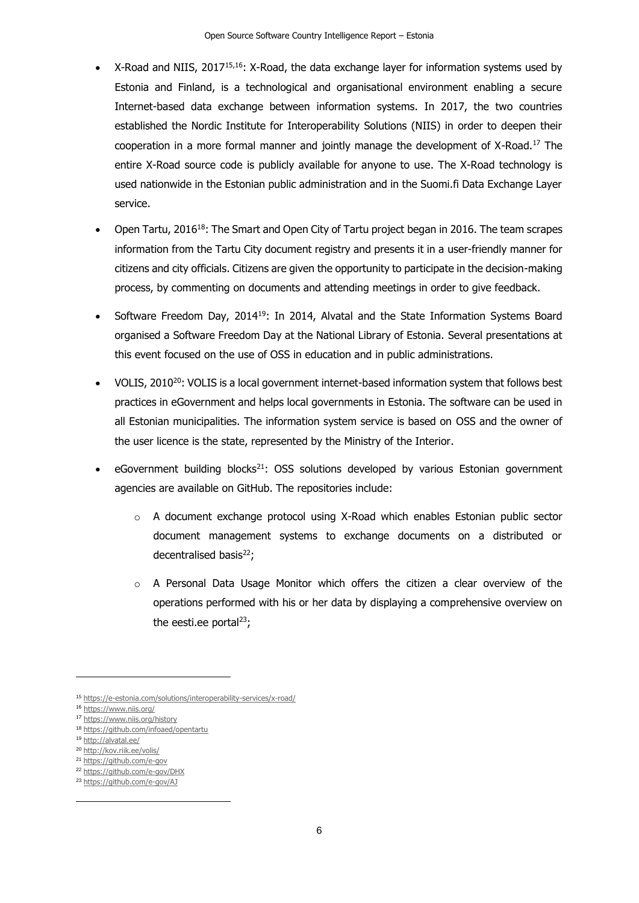- X-Road and NIIS, 2017[15,16]: X-Road, the data exchange layer for information systems used by Estonia and Finland, is a technological and organisational environment enabling a secure Internet-based data exchange between information systems. In 2017, the two countries established the Nordic Institute for Interoperability Solutions (NIIS) in order to deepen their cooperation in a more formal manner and jointly manage the development of X-Road.[17] The entire X-Road source code is publicly available for anyone to use. The X-Road technology is used nationwide in the Estonian public administration and in the Suomi.fi Data Exchange Layer service.

- Open Tartu, 2016[18]: The Smart and Open City of Tartu project began in 2016. The team scrapes information from the Tartu City document registry and presents it in a user-friendly manner for citizens and city officials. Citizens are given the opportunity to participate in the decision-making process, by commenting on documents and attending meetings in order to give feedback.

- Software Freedom Day, 2014[19]: In 2014, Alvatal and the State Information Systems Board organised a Software Freedom Day at the National Library of Estonia. Several presentations at this event focused on the use of OSS in education and in public administrations.

- VOLIS, 2010[20]: VOLIS is a local government internet-based information system that follows best practices in eGovernment and helps local governments in Estonia. The software can be used in all Estonian municipalities. The information system service is based on OSS and the owner of the user licence is the state, represented by the Ministry of the Interior.

- eGovernment building blocks[21]: OSS solutions developed by various Estonian government agencies are available on GitHub. The repositories include:

  - A document exchange protocol using X-Road which enables Estonian public sector document management systems to exchange documents on a distributed or decentralised basis[22];

  - A Personal Data Usage Monitor which offers the citizen a clear overview of the operations performed with his or her data by displaying a comprehensive overview on the eesti.ee portal[23];

---

[15] https://e-estonia.com/solutions/interoperability-services/x-road/

[16] https://www.niis.org/

[17] https://www.niis.org/history

[18] https://github.com/infoaed/opentartu

[19] http://alvatal.ee/

[20] http://kov.riik.ee/volis/

[21] https://github.com/e-gov

[22] https://github.com/e-gov/DHX

[23] https://github.com/e-gov/AJ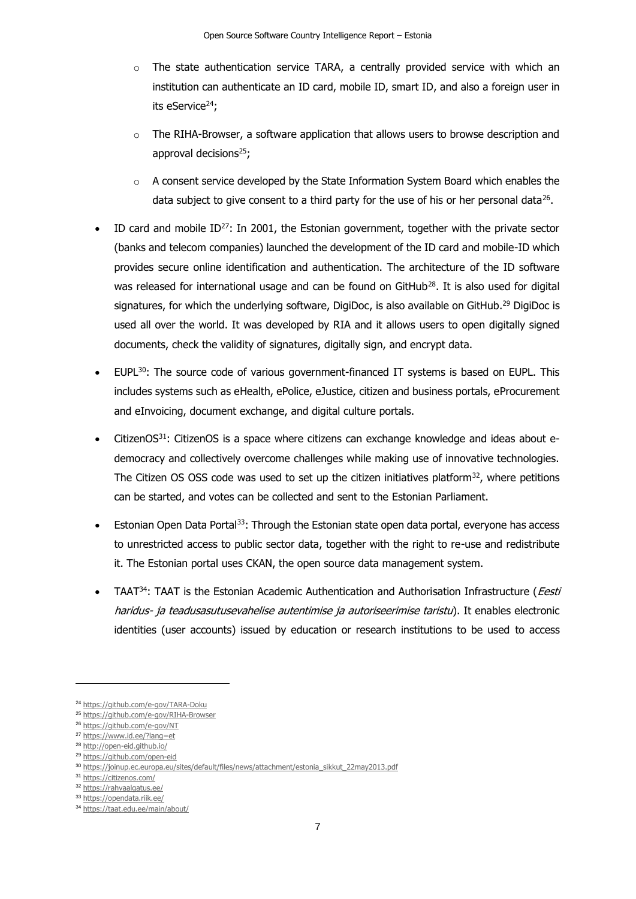- The state authentication service TARA, a centrally provided service with which an institution can authenticate an ID card, mobile ID, smart ID, and also a foreign user in its eService[24];
  - The RIHA-Browser, a software application that allows users to browse description and approval decisions[25];
  - A consent service developed by the State Information System Board which enables the data subject to give consent to a third party for the use of his or her personal data[26].
- ID card and mobile ID[27]: In 2001, the Estonian government, together with the private sector (banks and telecom companies) launched the development of the ID card and mobile-ID which provides secure online identification and authentication. The architecture of the ID software was released for international usage and can be found on GitHub[28]. It is also used for digital signatures, for which the underlying software, DigiDoc, is also available on GitHub.[29] DigiDoc is used all over the world. It was developed by RIA and it allows users to open digitally signed documents, check the validity of signatures, digitally sign, and encrypt data.
- EUPL[30]: The source code of various government-financed IT systems is based on EUPL. This includes systems such as eHealth, ePolice, eJustice, citizen and business portals, eProcurement and eInvoicing, document exchange, and digital culture portals.
- CitizenOS[31]: CitizenOS is a space where citizens can exchange knowledge and ideas about e-democracy and collectively overcome challenges while making use of innovative technologies. The Citizen OS OSS code was used to set up the citizen initiatives platform[32], where petitions can be started, and votes can be collected and sent to the Estonian Parliament.
- Estonian Open Data Portal[33]: Through the Estonian state open data portal, everyone has access to unrestricted access to public sector data, together with the right to re-use and redistribute it. The Estonian portal uses CKAN, the open source data management system.
- TAAT[34]: TAAT is the Estonian Academic Authentication and Authorisation Infrastructure (*Eesti haridus- ja teadusasutusevahelise autentimise ja autoriseerimise taristu*). It enables electronic identities (user accounts) issued by education or research institutions to be used to access

---

[24] https://github.com/e-gov/TARA-Doku

[25] https://github.com/e-gov/RIHA-Browser

[26] https://github.com/e-gov/NT

[27] https://www.id.ee/?lang=et

[28] http://open-eid.github.io/

[29] https://github.com/open-eid

[30] https://joinup.ec.europa.eu/sites/default/files/news/attachment/estonia_sikkut_22may2013.pdf

[31] https://citizenos.com/

[32] https://rahvaalgatus.ee/

[33] https://opendata.riik.ee/

[34] https://taat.edu.ee/main/about/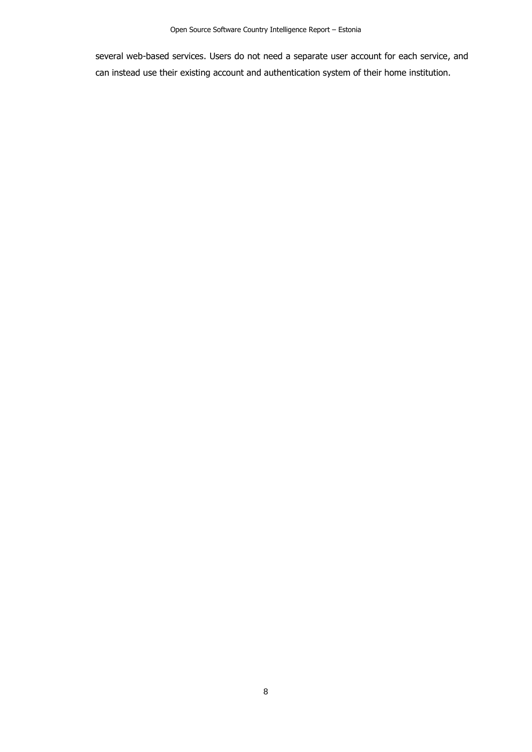several web-based services. Users do not need a separate user account for each service, and can instead use their existing account and authentication system of their home institution.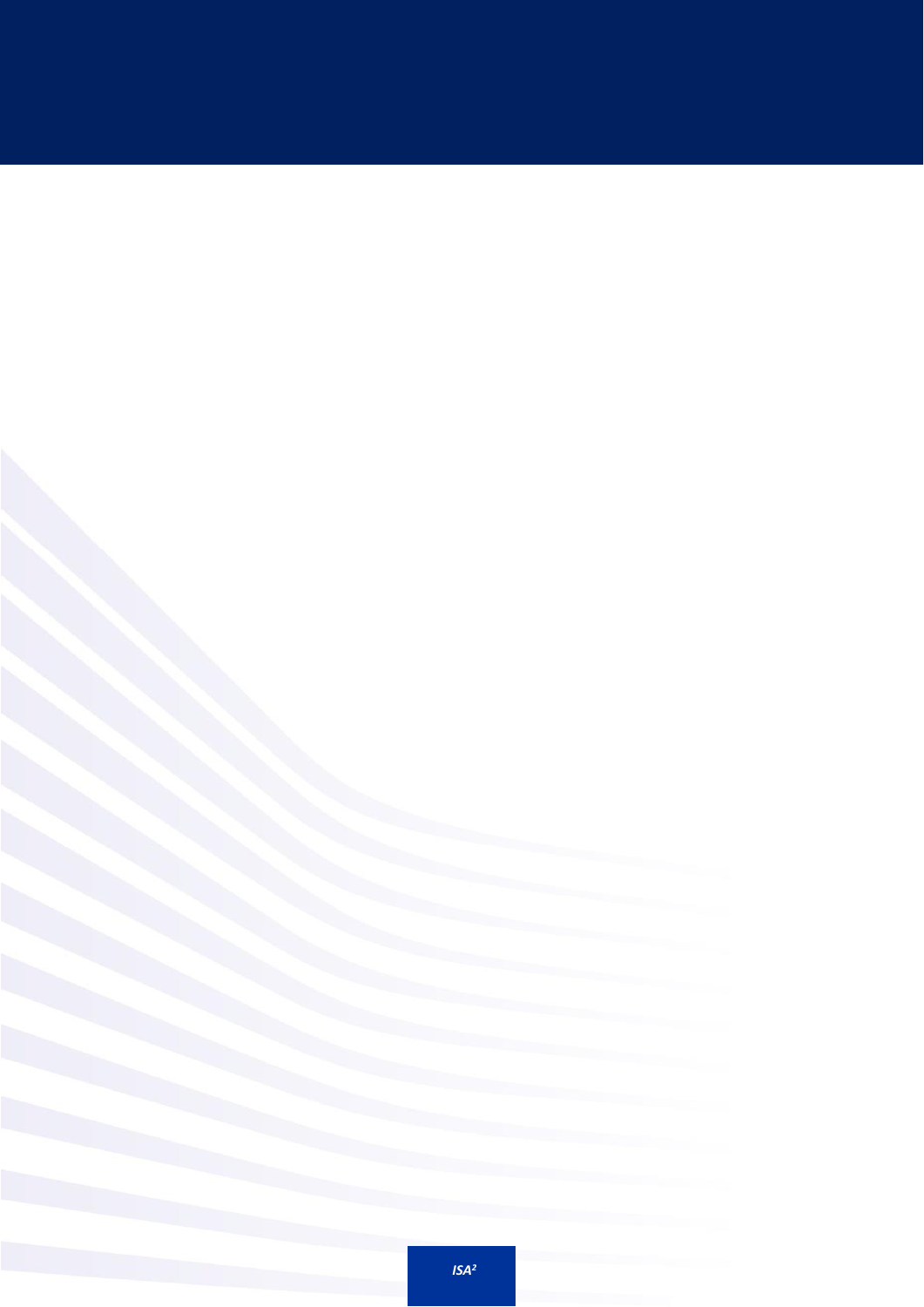ISA²